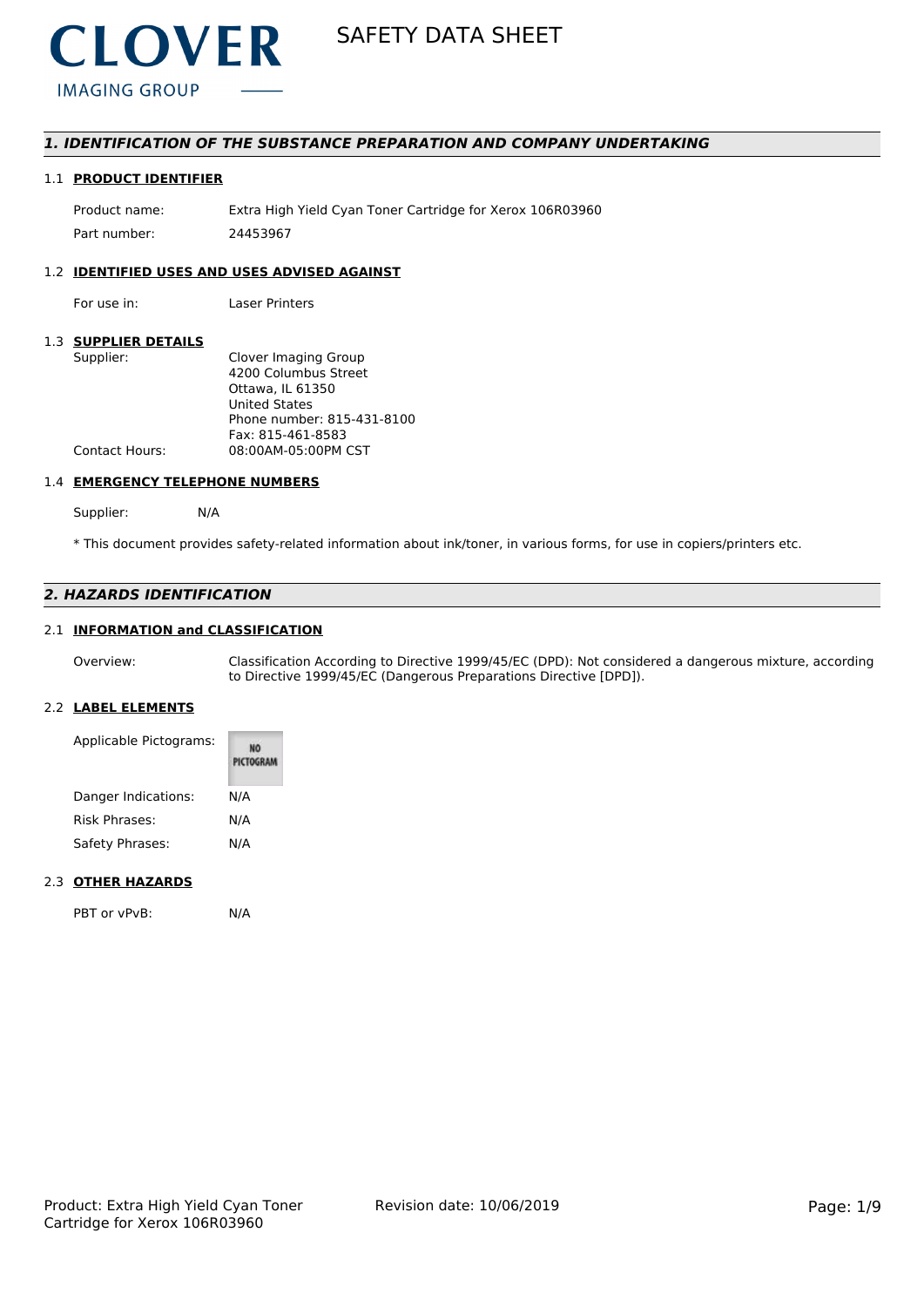CLOVER
IMAGING GROUP

# SAFETY DATA SHEET

## 1. IDENTIFICATION OF THE SUBSTANCE PREPARATION AND COMPANY UNDERTAKING

### 1.1 PRODUCT IDENTIFIER

| | |
|---|---|
| Product name: | Extra High Yield Cyan Toner Cartridge for Xerox 106R03960 |
| Part number: | 24453967 |

### 1.2 IDENTIFIED USES AND USES ADVISED AGAINST

| | |
|---|---|
| For use in: | Laser Printers |

### 1.3 SUPPLIER DETAILS

| | |
|---|---|
| Supplier: | Clover Imaging Group<br>4200 Columbus Street<br>Ottawa, IL 61350<br>United States<br>Phone number: 815-431-8100<br>Fax: 815-461-8583 |
| Contact Hours: | 08:00AM-05:00PM CST |

### 1.4 EMERGENCY TELEPHONE NUMBERS

| | |
|---|---|
| Supplier: | N/A |

* This document provides safety-related information about ink/toner, in various forms, for use in copiers/printers etc.

## 2. HAZARDS IDENTIFICATION

### 2.1 INFORMATION and CLASSIFICATION

| | |
|---|---|
| Overview: | Classification According to Directive 1999/45/EC (DPD): Not considered a dangerous mixture, according to Directive 1999/45/EC (Dangerous Preparations Directive [DPD]). |

### 2.2 LABEL ELEMENTS

| | |
|---|---|
| Applicable Pictograms: | NO PICTOGRAM |
| Danger Indications: | N/A |
| Risk Phrases: | N/A |
| Safety Phrases: | N/A |

### 2.3 OTHER HAZARDS

| | |
|---|---|
| PBT or vPvB: | N/A |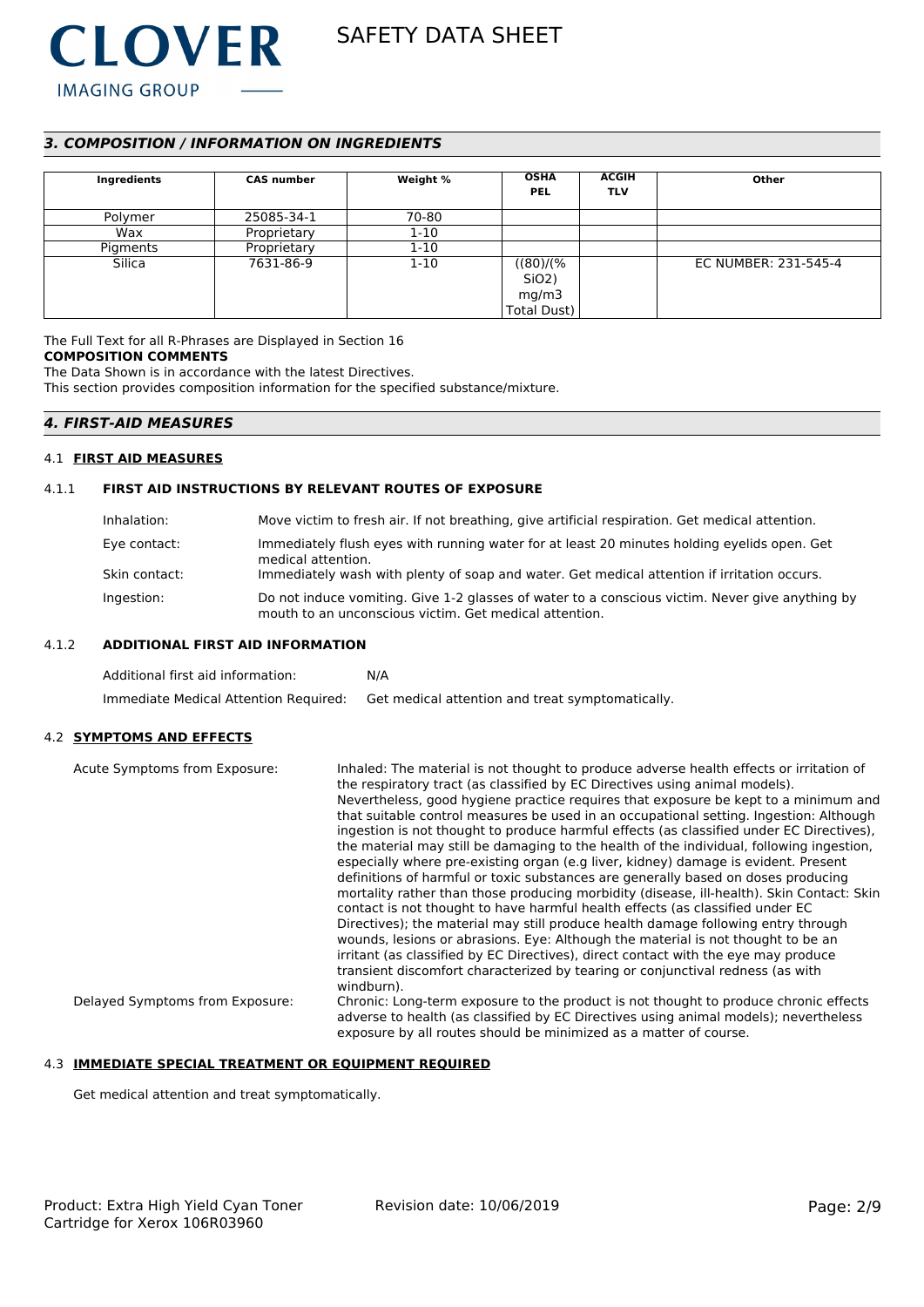## *3. COMPOSITION / INFORMATION ON INGREDIENTS*

| Ingredients | CAS number | Weight % | OSHA PEL | ACGIH TLV | Other |
|---|---|---|---|---|---|
| Polymer | 25085-34-1 | 70-80 | | | |
| Wax | Proprietary | 1-10 | | | |
| Pigments | Proprietary | 1-10 | | | |
| Silica | 7631-86-9 | 1-10 | ((80)/(% $SiO_2$) mg/m3 Total Dust) | | EC NUMBER: 231-545-4 |

The Full Text for all R-Phrases are Displayed in Section 16

**COMPOSITION COMMENTS**

The Data Shown is in accordance with the latest Directives.

This section provides composition information for the specified substance/mixture.

## *4. FIRST-AID MEASURES*

### 4.1 FIRST AID MEASURES

#### 4.1.1 FIRST AID INSTRUCTIONS BY RELEVANT ROUTES OF EXPOSURE

Inhalation: Move victim to fresh air. If not breathing, give artificial respiration. Get medical attention.

Eye contact: Immediately flush eyes with running water for at least 20 minutes holding eyelids open. Get medical attention.

Skin contact: Immediately wash with plenty of soap and water. Get medical attention if irritation occurs.

Ingestion: Do not induce vomiting. Give 1-2 glasses of water to a conscious victim. Never give anything by mouth to an unconscious victim. Get medical attention.

#### 4.1.2 ADDITIONAL FIRST AID INFORMATION

Additional first aid information: N/A

Immediate Medical Attention Required: Get medical attention and treat symptomatically.

### 4.2 SYMPTOMS AND EFFECTS

Acute Symptoms from Exposure: Inhaled: The material is not thought to produce adverse health effects or irritation of the respiratory tract (as classified by EC Directives using animal models). Nevertheless, good hygiene practice requires that exposure be kept to a minimum and that suitable control measures be used in an occupational setting. Ingestion: Although ingestion is not thought to produce harmful effects (as classified under EC Directives), the material may still be damaging to the health of the individual, following ingestion, especially where pre-existing organ (e.g liver, kidney) damage is evident. Present definitions of harmful or toxic substances are generally based on doses producing mortality rather than those producing morbidity (disease, ill-health). Skin Contact: Skin contact is not thought to have harmful health effects (as classified under EC Directives); the material may still produce health damage following entry through wounds, lesions or abrasions. Eye: Although the material is not thought to be an irritant (as classified by EC Directives), direct contact with the eye may produce transient discomfort characterized by tearing or conjunctival redness (as with windburn).

Delayed Symptoms from Exposure: Chronic: Long-term exposure to the product is not thought to produce chronic effects adverse to health (as classified by EC Directives using animal models); nevertheless exposure by all routes should be minimized as a matter of course.

### 4.3 IMMEDIATE SPECIAL TREATMENT OR EQUIPMENT REQUIRED

Get medical attention and treat symptomatically.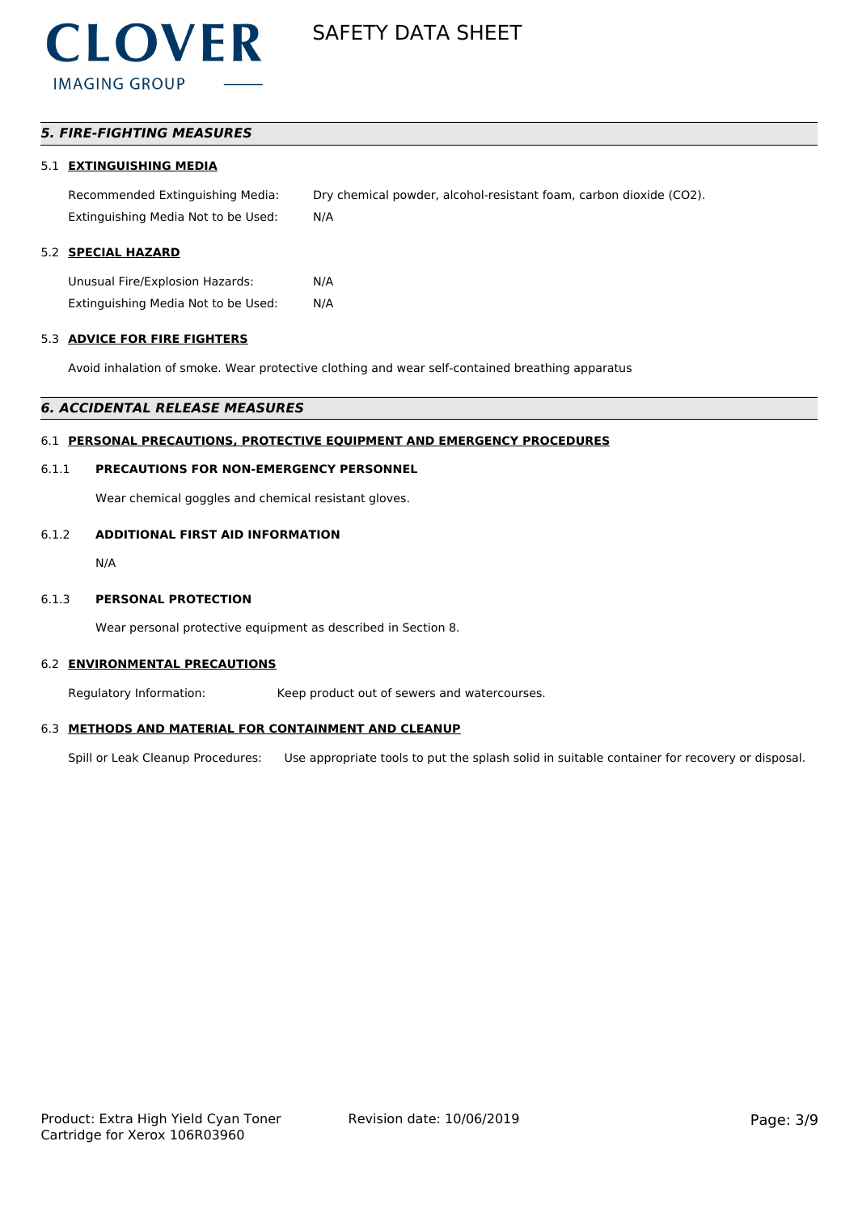## *5. FIRE-FIGHTING MEASURES*

### 5.1 EXTINGUISHING MEDIA

| | |
|---|---|
| Recommended Extinguishing Media: | Dry chemical powder, alcohol-resistant foam, carbon dioxide ($CO_2$). |
| Extinguishing Media Not to be Used: | N/A |

### 5.2 SPECIAL HAZARD

| | |
|---|---|
| Unusual Fire/Explosion Hazards: | N/A |
| Extinguishing Media Not to be Used: | N/A |

### 5.3 ADVICE FOR FIRE FIGHTERS

Avoid inhalation of smoke. Wear protective clothing and wear self-contained breathing apparatus

## *6. ACCIDENTAL RELEASE MEASURES*

### 6.1 PERSONAL PRECAUTIONS, PROTECTIVE EQUIPMENT AND EMERGENCY PROCEDURES

#### 6.1.1 PRECAUTIONS FOR NON-EMERGENCY PERSONNEL

Wear chemical goggles and chemical resistant gloves.

#### 6.1.2 ADDITIONAL FIRST AID INFORMATION

N/A

#### 6.1.3 PERSONAL PROTECTION

Wear personal protective equipment as described in Section 8.

### 6.2 ENVIRONMENTAL PRECAUTIONS

Regulatory Information: Keep product out of sewers and watercourses.

### 6.3 METHODS AND MATERIAL FOR CONTAINMENT AND CLEANUP

Spill or Leak Cleanup Procedures: Use appropriate tools to put the splash solid in suitable container for recovery or disposal.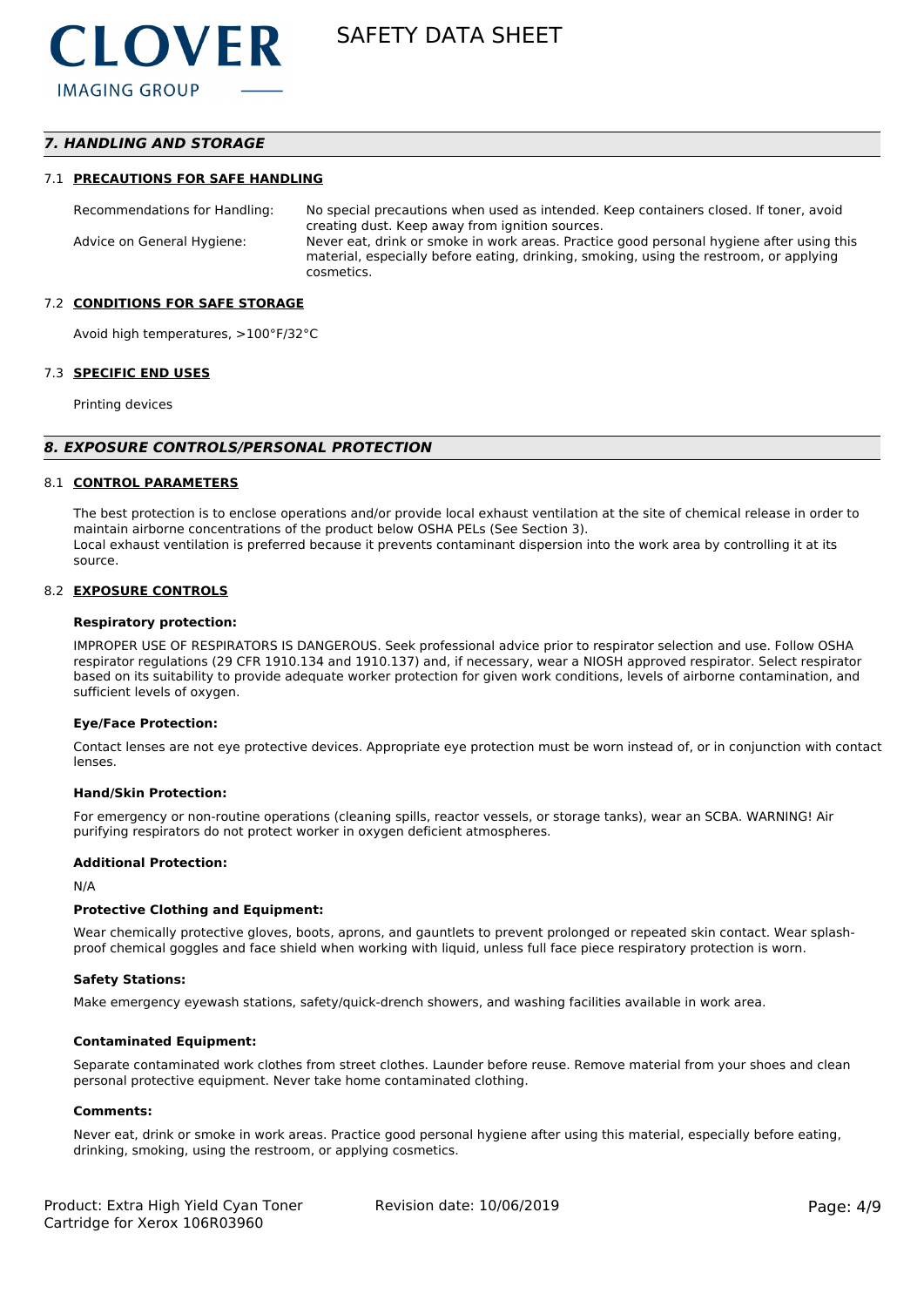## *7. HANDLING AND STORAGE*

### 7.1 PRECAUTIONS FOR SAFE HANDLING

| | |
|---|---|
| Recommendations for Handling: | No special precautions when used as intended. Keep containers closed. If toner, avoid creating dust. Keep away from ignition sources. |
| Advice on General Hygiene: | Never eat, drink or smoke in work areas. Practice good personal hygiene after using this material, especially before eating, drinking, smoking, using the restroom, or applying cosmetics. |

### 7.2 CONDITIONS FOR SAFE STORAGE

Avoid high temperatures, >100°F/32°C

### 7.3 SPECIFIC END USES

Printing devices

## *8. EXPOSURE CONTROLS/PERSONAL PROTECTION*

### 8.1 CONTROL PARAMETERS

The best protection is to enclose operations and/or provide local exhaust ventilation at the site of chemical release in order to maintain airborne concentrations of the product below OSHA PELs (See Section 3).
Local exhaust ventilation is preferred because it prevents contaminant dispersion into the work area by controlling it at its source.

### 8.2 EXPOSURE CONTROLS

**Respiratory protection:**

IMPROPER USE OF RESPIRATORS IS DANGEROUS. Seek professional advice prior to respirator selection and use. Follow OSHA respirator regulations (29 CFR 1910.134 and 1910.137) and, if necessary, wear a NIOSH approved respirator. Select respirator based on its suitability to provide adequate worker protection for given work conditions, levels of airborne contamination, and sufficient levels of oxygen.

**Eye/Face Protection:**

Contact lenses are not eye protective devices. Appropriate eye protection must be worn instead of, or in conjunction with contact lenses.

**Hand/Skin Protection:**

For emergency or non-routine operations (cleaning spills, reactor vessels, or storage tanks), wear an SCBA. WARNING! Air purifying respirators do not protect worker in oxygen deficient atmospheres.

**Additional Protection:**

N/A

**Protective Clothing and Equipment:**

Wear chemically protective gloves, boots, aprons, and gauntlets to prevent prolonged or repeated skin contact. Wear splash-proof chemical goggles and face shield when working with liquid, unless full face piece respiratory protection is worn.

**Safety Stations:**

Make emergency eyewash stations, safety/quick-drench showers, and washing facilities available in work area.

**Contaminated Equipment:**

Separate contaminated work clothes from street clothes. Launder before reuse. Remove material from your shoes and clean personal protective equipment. Never take home contaminated clothing.

**Comments:**

Never eat, drink or smoke in work areas. Practice good personal hygiene after using this material, especially before eating, drinking, smoking, using the restroom, or applying cosmetics.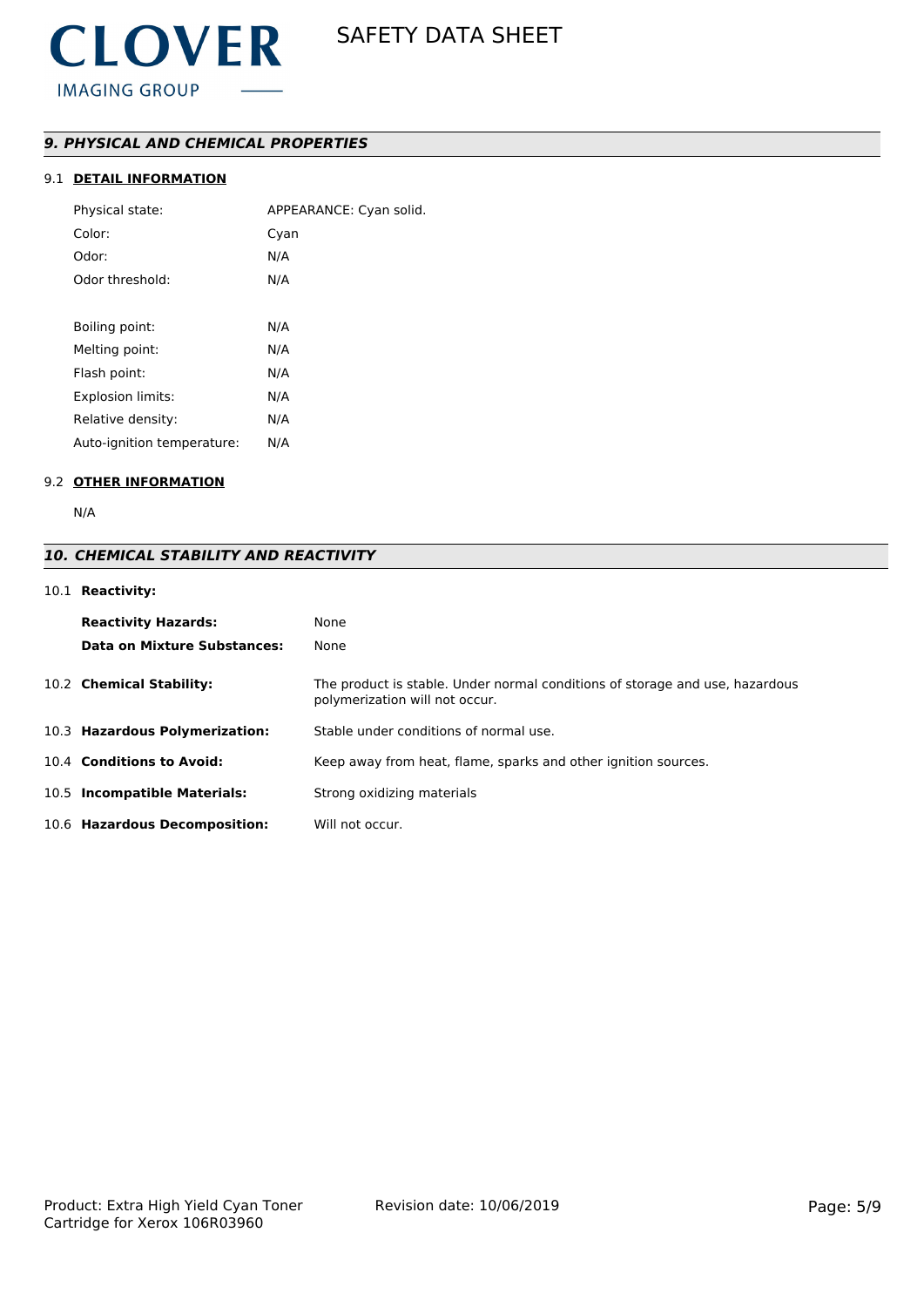## *9. PHYSICAL AND CHEMICAL PROPERTIES*

### 9.1 **DETAIL INFORMATION**

| | |
|---|---|
| Physical state: | APPEARANCE: Cyan solid. |
| Color: | Cyan |
| Odor: | N/A |
| Odor threshold: | N/A |
| | |
| Boiling point: | N/A |
| Melting point: | N/A |
| Flash point: | N/A |
| Explosion limits: | N/A |
| Relative density: | N/A |
| Auto-ignition temperature: | N/A |

### 9.2 **OTHER INFORMATION**

N/A

## *10. CHEMICAL STABILITY AND REACTIVITY*

### 10.1 **Reactivity:**

**Reactivity Hazards:** None

**Data on Mixture Substances:** None

### 10.2 **Chemical Stability:**

The product is stable. Under normal conditions of storage and use, hazardous polymerization will not occur.

### 10.3 **Hazardous Polymerization:**

Stable under conditions of normal use.

### 10.4 **Conditions to Avoid:**

Keep away from heat, flame, sparks and other ignition sources.

### 10.5 **Incompatible Materials:**

Strong oxidizing materials

### 10.6 **Hazardous Decomposition:**

Will not occur.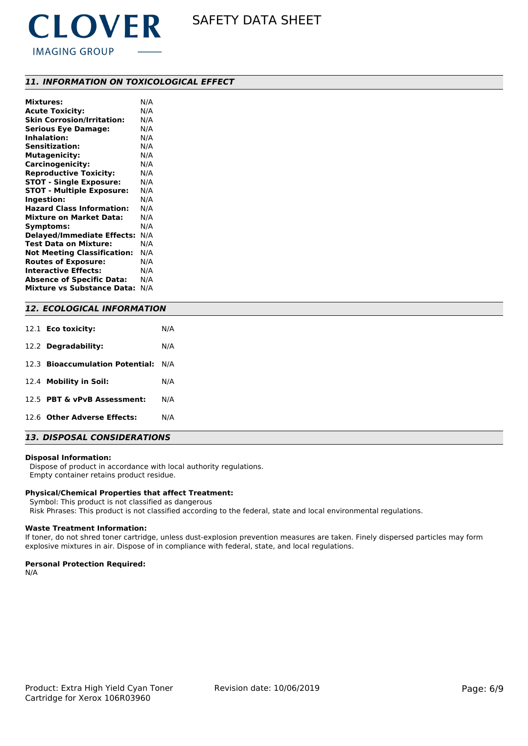## *11. INFORMATION ON TOXICOLOGICAL EFFECT*

| | |
|---|---|
| **Mixtures:** | N/A |
| **Acute Toxicity:** | N/A |
| **Skin Corrosion/Irritation:** | N/A |
| **Serious Eye Damage:** | N/A |
| **Inhalation:** | N/A |
| **Sensitization:** | N/A |
| **Mutagenicity:** | N/A |
| **Carcinogenicity:** | N/A |
| **Reproductive Toxicity:** | N/A |
| **STOT - Single Exposure:** | N/A |
| **STOT - Multiple Exposure:** | N/A |
| **Ingestion:** | N/A |
| **Hazard Class Information:** | N/A |
| **Mixture on Market Data:** | N/A |
| **Symptoms:** | N/A |
| **Delayed/Immediate Effects:** | N/A |
| **Test Data on Mixture:** | N/A |
| **Not Meeting Classification:** | N/A |
| **Routes of Exposure:** | N/A |
| **Interactive Effects:** | N/A |
| **Absence of Specific Data:** | N/A |
| **Mixture vs Substance Data:** | N/A |

## *12. ECOLOGICAL INFORMATION*

| | | |
|---|---|---|
| 12.1 | **Eco toxicity:** | N/A |
| 12.2 | **Degradability:** | N/A |
| 12.3 | **Bioaccumulation Potential:** | N/A |
| 12.4 | **Mobility in Soil:** | N/A |
| 12.5 | **PBT & vPvB Assessment:** | N/A |
| 12.6 | **Other Adverse Effects:** | N/A |

## *13. DISPOSAL CONSIDERATIONS*

**Disposal Information:**

Dispose of product in accordance with local authority regulations.
Empty container retains product residue.

**Physical/Chemical Properties that affect Treatment:**

Symbol: This product is not classified as dangerous
Risk Phrases: This product is not classified according to the federal, state and local environmental regulations.

**Waste Treatment Information:**

If toner, do not shred toner cartridge, unless dust-explosion prevention measures are taken. Finely dispersed particles may form explosive mixtures in air. Dispose of in compliance with federal, state, and local regulations.

**Personal Protection Required:**

N/A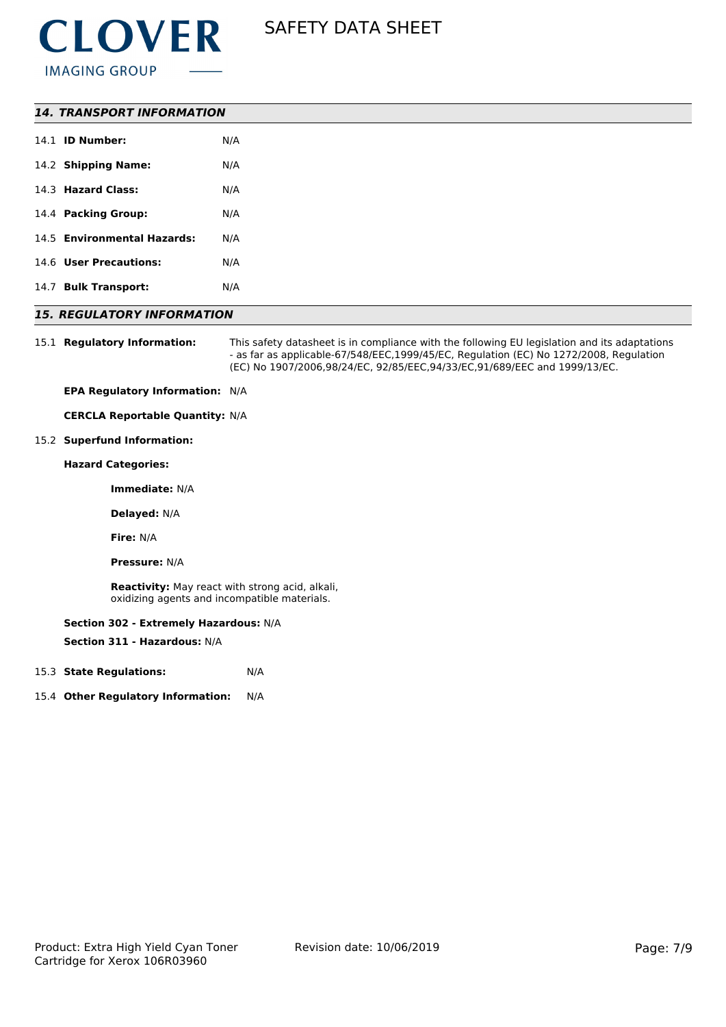## *14. TRANSPORT INFORMATION*

14.1 **ID Number:** N/A

14.2 **Shipping Name:** N/A

14.3 **Hazard Class:** N/A

14.4 **Packing Group:** N/A

14.5 **Environmental Hazards:** N/A

14.6 **User Precautions:** N/A

14.7 **Bulk Transport:** N/A

## *15. REGULATORY INFORMATION*

15.1 **Regulatory Information:** This safety datasheet is in compliance with the following EU legislation and its adaptations - as far as applicable-67/548/EEC,1999/45/EC, Regulation (EC) No 1272/2008, Regulation (EC) No 1907/2006,98/24/EC, 92/85/EEC,94/33/EC,91/689/EEC and 1999/13/EC.

**EPA Regulatory Information:** N/A

**CERCLA Reportable Quantity:** N/A

15.2 **Superfund Information:**

**Hazard Categories:**

**Immediate:** N/A

**Delayed:** N/A

**Fire:** N/A

**Pressure:** N/A

**Reactivity:** May react with strong acid, alkali, oxidizing agents and incompatible materials.

**Section 302 - Extremely Hazardous:** N/A

**Section 311 - Hazardous:** N/A

15.3 **State Regulations:** N/A

15.4 **Other Regulatory Information:** N/A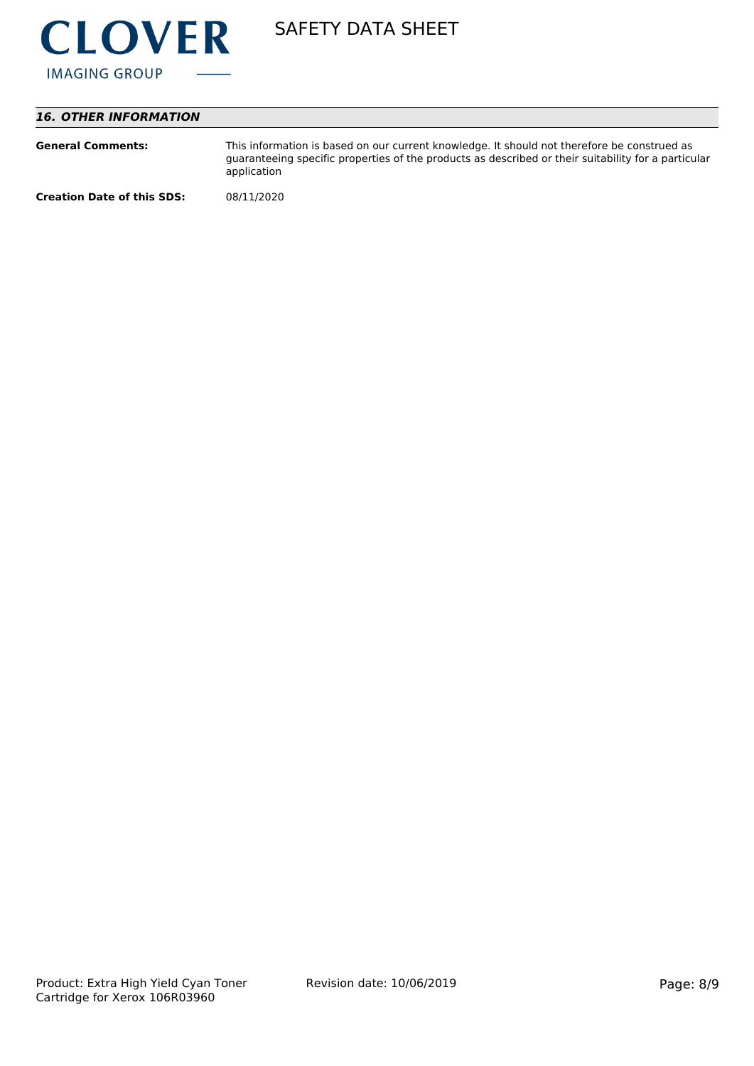## *16. OTHER INFORMATION*

**General Comments:** This information is based on our current knowledge. It should not therefore be construed as guaranteeing specific properties of the products as described or their suitability for a particular application

**Creation Date of this SDS:** 08/11/2020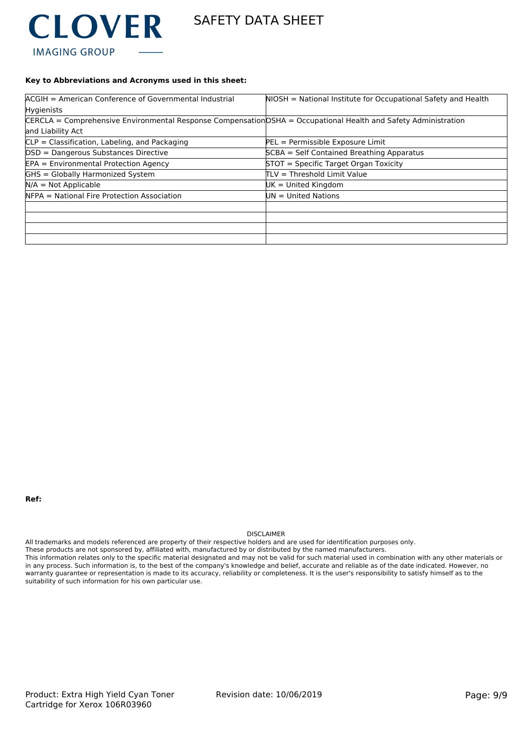**Key to Abbreviations and Acronyms used in this sheet:**

| | |
|---|---|
| ACGIH = American Conference of Governmental Industrial Hygienists | NIOSH = National Institute for Occupational Safety and Health |
| CERCLA = Comprehensive Environmental Response Compensation and Liability Act | OSHA = Occupational Health and Safety Administration |
| CLP = Classification, Labeling, and Packaging | PEL = Permissible Exposure Limit |
| DSD = Dangerous Substances Directive | SCBA = Self Contained Breathing Apparatus |
| EPA = Environmental Protection Agency | STOT = Specific Target Organ Toxicity |
| GHS = Globally Harmonized System | TLV = Threshold Limit Value |
| N/A = Not Applicable | UK = United Kingdom |
| NFPA = National Fire Protection Association | UN = United Nations |
| | |
| | |
| | |
| | |

**Ref:**

DISCLAIMER

All trademarks and models referenced are property of their respective holders and are used for identification purposes only.
These products are not sponsored by, affiliated with, manufactured by or distributed by the named manufacturers.
This information relates only to the specific material designated and may not be valid for such material used in combination with any other materials or in any process. Such information is, to the best of the company's knowledge and belief, accurate and reliable as of the date indicated. However, no warranty guarantee or representation is made to its accuracy, reliability or completeness. It is the user's responsibility to satisfy himself as to the suitability of such information for his own particular use.